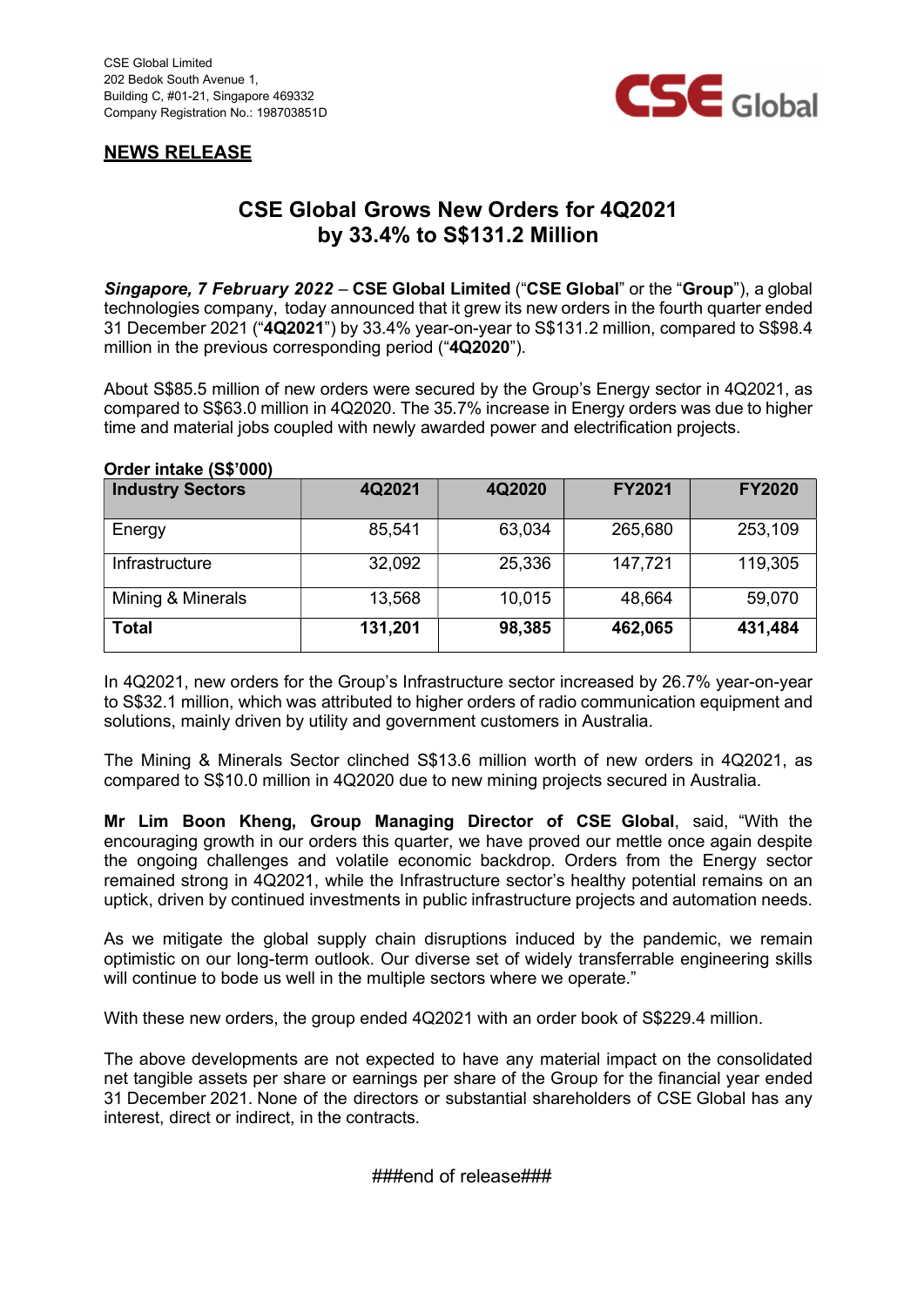CSE Global Limited
202 Bedok South Avenue 1,
Building C, #01-21, Singapore 469332
Company Registration No.: 198703851D

**NEWS RELEASE**

# CSE Global Grows New Orders for 4Q2021 by 33.4% to S$131.2 Million

***Singapore, 7 February 2022*** – **CSE Global Limited** ("**CSE Global**" or the "**Group**"), a global technologies company, today announced that it grew its new orders in the fourth quarter ended 31 December 2021 ("**4Q2021**") by 33.4% year-on-year to S$131.2 million, compared to S$98.4 million in the previous corresponding period ("**4Q2020**").

About S$85.5 million of new orders were secured by the Group's Energy sector in 4Q2021, as compared to S$63.0 million in 4Q2020. The 35.7% increase in Energy orders was due to higher time and material jobs coupled with newly awarded power and electrification projects.

**Order intake (S$'000)**

| Industry Sectors | 4Q2021 | 4Q2020 | FY2021 | FY2020 |
|---|---|---|---|---|
| Energy | 85,541 | 63,034 | 265,680 | 253,109 |
| Infrastructure | 32,092 | 25,336 | 147,721 | 119,305 |
| Mining & Minerals | 13,568 | 10,015 | 48,664 | 59,070 |
| **Total** | **131,201** | **98,385** | **462,065** | **431,484** |

In 4Q2021, new orders for the Group's Infrastructure sector increased by 26.7% year-on-year to S$32.1 million, which was attributed to higher orders of radio communication equipment and solutions, mainly driven by utility and government customers in Australia.

The Mining & Minerals Sector clinched S$13.6 million worth of new orders in 4Q2021, as compared to S$10.0 million in 4Q2020 due to new mining projects secured in Australia.

**Mr Lim Boon Kheng, Group Managing Director of CSE Global**, said, "With the encouraging growth in our orders this quarter, we have proved our mettle once again despite the ongoing challenges and volatile economic backdrop. Orders from the Energy sector remained strong in 4Q2021, while the Infrastructure sector's healthy potential remains on an uptick, driven by continued investments in public infrastructure projects and automation needs.

As we mitigate the global supply chain disruptions induced by the pandemic, we remain optimistic on our long-term outlook. Our diverse set of widely transferrable engineering skills will continue to bode us well in the multiple sectors where we operate."

With these new orders, the group ended 4Q2021 with an order book of S$229.4 million.

The above developments are not expected to have any material impact on the consolidated net tangible assets per share or earnings per share of the Group for the financial year ended 31 December 2021. None of the directors or substantial shareholders of CSE Global has any interest, direct or indirect, in the contracts.

###end of release###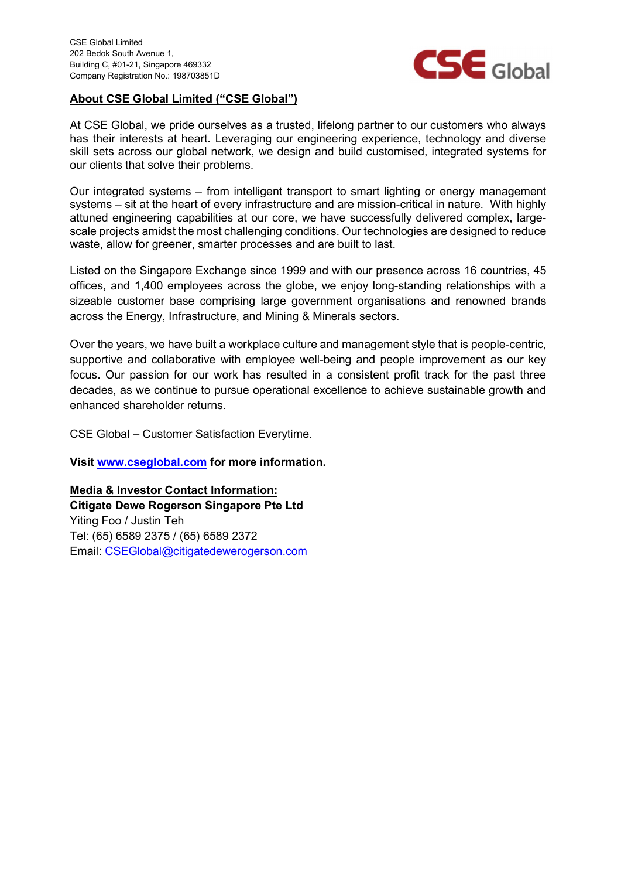CSE Global Limited
202 Bedok South Avenue 1,
Building C, #01-21, Singapore 469332
Company Registration No.: 198703851D

**About CSE Global Limited ("CSE Global")**

At CSE Global, we pride ourselves as a trusted, lifelong partner to our customers who always has their interests at heart. Leveraging our engineering experience, technology and diverse skill sets across our global network, we design and build customised, integrated systems for our clients that solve their problems.

Our integrated systems – from intelligent transport to smart lighting or energy management systems – sit at the heart of every infrastructure and are mission-critical in nature. With highly attuned engineering capabilities at our core, we have successfully delivered complex, large-scale projects amidst the most challenging conditions. Our technologies are designed to reduce waste, allow for greener, smarter processes and are built to last.

Listed on the Singapore Exchange since 1999 and with our presence across 16 countries, 45 offices, and 1,400 employees across the globe, we enjoy long-standing relationships with a sizeable customer base comprising large government organisations and renowned brands across the Energy, Infrastructure, and Mining & Minerals sectors.

Over the years, we have built a workplace culture and management style that is people-centric, supportive and collaborative with employee well-being and people improvement as our key focus. Our passion for our work has resulted in a consistent profit track for the past three decades, as we continue to pursue operational excellence to achieve sustainable growth and enhanced shareholder returns.

CSE Global – Customer Satisfaction Everytime.

**Visit www.cseglobal.com for more information.**

**Media & Investor Contact Information:**
**Citigate Dewe Rogerson Singapore Pte Ltd**
Yiting Foo / Justin Teh
Tel: (65) 6589 2375 / (65) 6589 2372
Email: CSEGlobal@citigatedewerogerson.com